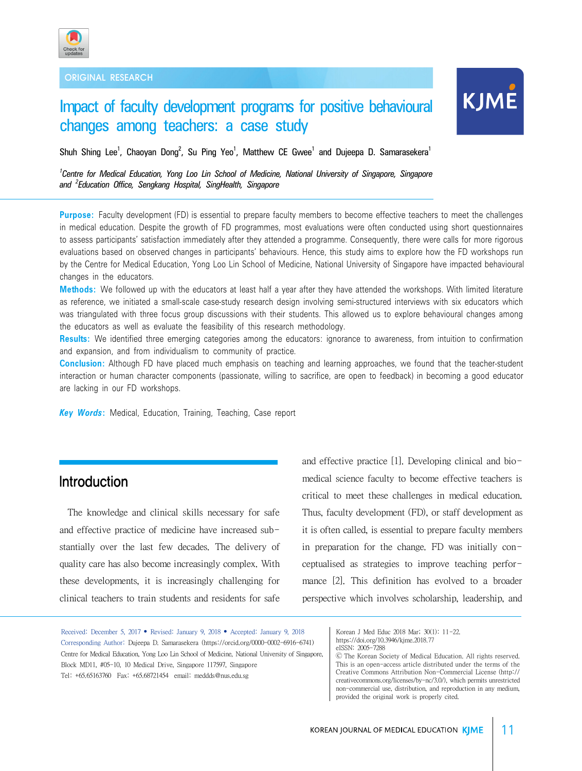ORIGINAL RESEARCH

# Impact of faculty development programs for positive behavioural changes among teachers: a case study

Shuh Shing Lee[1], Chaoyan Dong[2], Su Ping Yeo[1], Matthew CE Gwee[1] and Dujeepa D. Samarasekera[1]

*[1]Centre for Medical Education, Yong Loo Lin School of Medicine, National University of Singapore, Singapore and [2]Education Office, Sengkang Hospital, SingHealth, Singapore*

**Purpose:** Faculty development (FD) is essential to prepare faculty members to become effective teachers to meet the challenges in medical education. Despite the growth of FD programmes, most evaluations were often conducted using short questionnaires to assess participants' satisfaction immediately after they attended a programme. Consequently, there were calls for more rigorous evaluations based on observed changes in participants' behaviours. Hence, this study aims to explore how the FD workshops run by the Centre for Medical Education, Yong Loo Lin School of Medicine, National University of Singapore have impacted behavioural changes in the educators.

**Methods:** We followed up with the educators at least half a year after they have attended the workshops. With limited literature as reference, we initiated a small-scale case-study research design involving semi-structured interviews with six educators which was triangulated with three focus group discussions with their students. This allowed us to explore behavioural changes among the educators as well as evaluate the feasibility of this research methodology.

**Results:** We identified three emerging categories among the educators: ignorance to awareness, from intuition to confirmation and expansion, and from individualism to community of practice.

**Conclusion:** Although FD have placed much emphasis on teaching and learning approaches, we found that the teacher-student interaction or human character components (passionate, willing to sacrifice, are open to feedback) in becoming a good educator are lacking in our FD workshops.

***Key Words*:** Medical, Education, Training, Teaching, Case report

## Introduction

The knowledge and clinical skills necessary for safe and effective practice of medicine have increased substantially over the last few decades. The delivery of quality care has also become increasingly complex. With these developments, it is increasingly challenging for clinical teachers to train students and residents for safe and effective practice [1]. Developing clinical and biomedical science faculty to become effective teachers is critical to meet these challenges in medical education. Thus, faculty development (FD), or staff development as it is often called, is essential to prepare faculty members in preparation for the change. FD was initially conceptualised as strategies to improve teaching performance [2]. This definition has evolved to a broader perspective which involves scholarship, leadership, and

Received: December 5, 2017 • Revised: January 9, 2018 • Accepted: January 9, 2018
Corresponding Author: Dujeepa D. Samarasekera (https://orcid.org/0000-0002-6916-6741)
Centre for Medical Education, Yong Loo Lin School of Medicine, National University of Singapore, Block MD11, #05-10, 10 Medical Drive, Singapore 117597, Singapore
Tel: +65.65163760 Fax: +65.68721454 email: meddds@nus.edu.sg

Korean J Med Educ 2018 Mar; 30(1): 11-22.
https://doi.org/10.3946/kjme.2018.77
eISSN: 2005-7288
© The Korean Society of Medical Education. All rights reserved.
This is an open-access article distributed under the terms of the Creative Commons Attribution Non-Commercial License (http://creativecommons.org/licenses/by-nc/3.0/), which permits unrestricted non-commercial use, distribution, and reproduction in any medium, provided the original work is properly cited.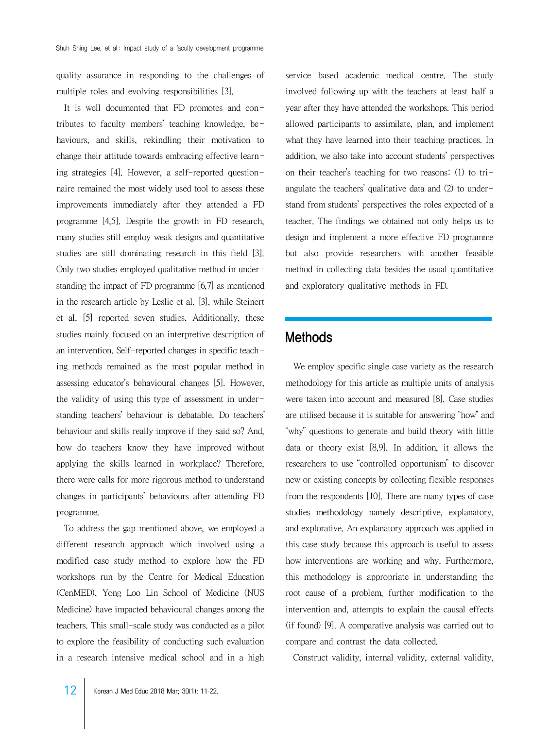quality assurance in responding to the challenges of multiple roles and evolving responsibilities [3].

It is well documented that FD promotes and contributes to faculty members' teaching knowledge, behaviours, and skills, rekindling their motivation to change their attitude towards embracing effective learning strategies [4]. However, a self-reported questionnaire remained the most widely used tool to assess these improvements immediately after they attended a FD programme [4,5]. Despite the growth in FD research, many studies still employ weak designs and quantitative studies are still dominating research in this field [3]. Only two studies employed qualitative method in understanding the impact of FD programme [6,7] as mentioned in the research article by Leslie et al. [3], while Steinert et al. [5] reported seven studies. Additionally, these studies mainly focused on an interpretive description of an intervention. Self-reported changes in specific teaching methods remained as the most popular method in assessing educator's behavioural changes [5]. However, the validity of using this type of assessment in understanding teachers' behaviour is debatable. Do teachers' behaviour and skills really improve if they said so? And, how do teachers know they have improved without applying the skills learned in workplace? Therefore, there were calls for more rigorous method to understand changes in participants' behaviours after attending FD programme.

To address the gap mentioned above, we employed a different research approach which involved using a modified case study method to explore how the FD workshops run by the Centre for Medical Education (CenMED), Yong Loo Lin School of Medicine (NUS Medicine) have impacted behavioural changes among the teachers. This small-scale study was conducted as a pilot to explore the feasibility of conducting such evaluation in a research intensive medical school and in a high service based academic medical centre. The study involved following up with the teachers at least half a year after they have attended the workshops. This period allowed participants to assimilate, plan, and implement what they have learned into their teaching practices. In addition, we also take into account students' perspectives on their teacher's teaching for two reasons: (1) to triangulate the teachers' qualitative data and (2) to understand from students' perspectives the roles expected of a teacher. The findings we obtained not only helps us to design and implement a more effective FD programme but also provide researchers with another feasible method in collecting data besides the usual quantitative and exploratory qualitative methods in FD.

## Methods

We employ specific single case variety as the research methodology for this article as multiple units of analysis were taken into account and measured [8]. Case studies are utilised because it is suitable for answering "how" and "why" questions to generate and build theory with little data or theory exist [8,9]. In addition, it allows the researchers to use "controlled opportunism" to discover new or existing concepts by collecting flexible responses from the respondents [10]. There are many types of case studies methodology namely descriptive, explanatory, and explorative. An explanatory approach was applied in this case study because this approach is useful to assess how interventions are working and why. Furthermore, this methodology is appropriate in understanding the root cause of a problem, further modification to the intervention and, attempts to explain the causal effects (if found) [9]. A comparative analysis was carried out to compare and contrast the data collected.

Construct validity, internal validity, external validity,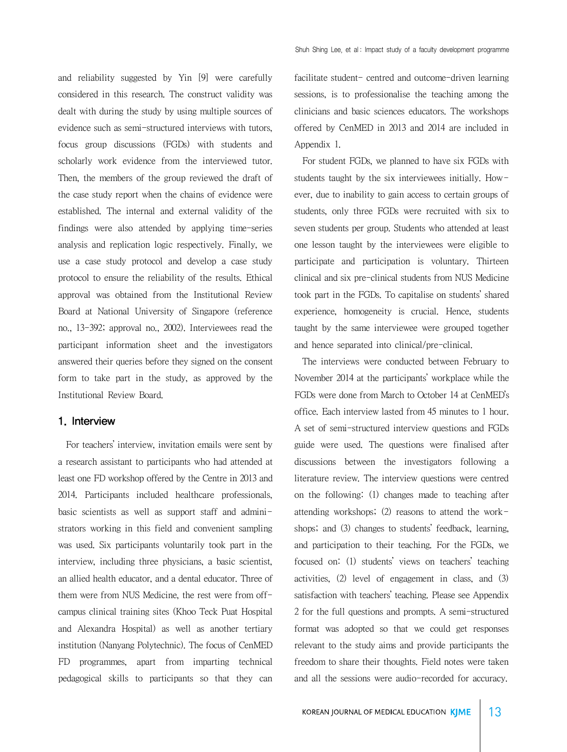and reliability suggested by Yin [9] were carefully considered in this research. The construct validity was dealt with during the study by using multiple sources of evidence such as semi-structured interviews with tutors, focus group discussions (FGDs) with students and scholarly work evidence from the interviewed tutor. Then, the members of the group reviewed the draft of the case study report when the chains of evidence were established. The internal and external validity of the findings were also attended by applying time-series analysis and replication logic respectively. Finally, we use a case study protocol and develop a case study protocol to ensure the reliability of the results. Ethical approval was obtained from the Institutional Review Board at National University of Singapore (reference no., 13-392; approval no., 2002). Interviewees read the participant information sheet and the investigators answered their queries before they signed on the consent form to take part in the study, as approved by the Institutional Review Board.

## 1. Interview

For teachers' interview, invitation emails were sent by a research assistant to participants who had attended at least one FD workshop offered by the Centre in 2013 and 2014. Participants included healthcare professionals, basic scientists as well as support staff and administrators working in this field and convenient sampling was used. Six participants voluntarily took part in the interview, including three physicians, a basic scientist, an allied health educator, and a dental educator. Three of them were from NUS Medicine, the rest were from off-campus clinical training sites (Khoo Teck Puat Hospital and Alexandra Hospital) as well as another tertiary institution (Nanyang Polytechnic). The focus of CenMED FD programmes, apart from imparting technical pedagogical skills to participants so that they can facilitate student- centred and outcome-driven learning sessions, is to professionalise the teaching among the clinicians and basic sciences educators. The workshops offered by CenMED in 2013 and 2014 are included in Appendix 1.

For student FGDs, we planned to have six FGDs with students taught by the six interviewees initially. However, due to inability to gain access to certain groups of students, only three FGDs were recruited with six to seven students per group. Students who attended at least one lesson taught by the interviewees were eligible to participate and participation is voluntary. Thirteen clinical and six pre-clinical students from NUS Medicine took part in the FGDs. To capitalise on students' shared experience, homogeneity is crucial. Hence, students taught by the same interviewee were grouped together and hence separated into clinical/pre-clinical.

The interviews were conducted between February to November 2014 at the participants' workplace while the FGDs were done from March to October 14 at CenMED's office. Each interview lasted from 45 minutes to 1 hour. A set of semi-structured interview questions and FGDs guide were used. The questions were finalised after discussions between the investigators following a literature review. The interview questions were centred on the following: (1) changes made to teaching after attending workshops; (2) reasons to attend the workshops; and (3) changes to students' feedback, learning, and participation to their teaching. For the FGDs, we focused on: (1) students' views on teachers' teaching activities, (2) level of engagement in class, and (3) satisfaction with teachers' teaching. Please see Appendix 2 for the full questions and prompts. A semi-structured format was adopted so that we could get responses relevant to the study aims and provide participants the freedom to share their thoughts. Field notes were taken and all the sessions were audio-recorded for accuracy.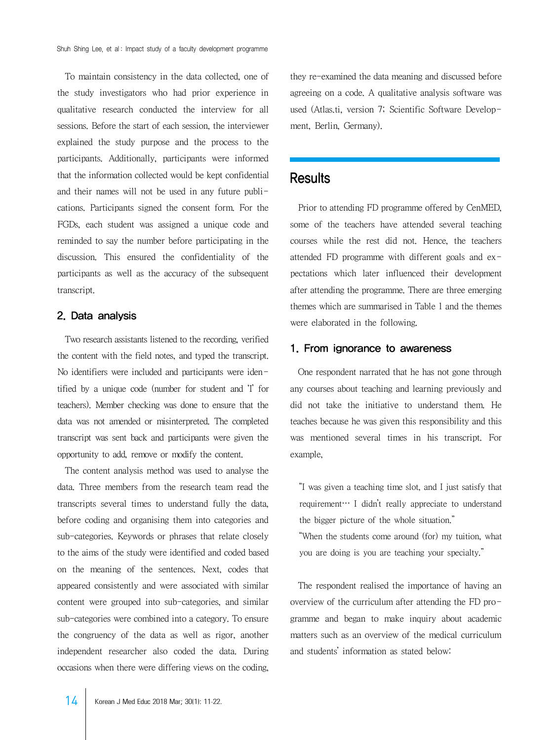To maintain consistency in the data collected, one of the study investigators who had prior experience in qualitative research conducted the interview for all sessions. Before the start of each session, the interviewer explained the study purpose and the process to the participants. Additionally, participants were informed that the information collected would be kept confidential and their names will not be used in any future publications. Participants signed the consent form. For the FGDs, each student was assigned a unique code and reminded to say the number before participating in the discussion. This ensured the confidentiality of the participants as well as the accuracy of the subsequent transcript.

### 2. Data analysis

Two research assistants listened to the recording, verified the content with the field notes, and typed the transcript. No identifiers were included and participants were identified by a unique code (number for student and 'T' for teachers). Member checking was done to ensure that the data was not amended or misinterpreted. The completed transcript was sent back and participants were given the opportunity to add, remove or modify the content.

The content analysis method was used to analyse the data. Three members from the research team read the transcripts several times to understand fully the data, before coding and organising them into categories and sub-categories. Keywords or phrases that relate closely to the aims of the study were identified and coded based on the meaning of the sentences. Next, codes that appeared consistently and were associated with similar content were grouped into sub-categories, and similar sub-categories were combined into a category. To ensure the congruency of the data as well as rigor, another independent researcher also coded the data. During occasions when there were differing views on the coding, they re-examined the data meaning and discussed before agreeing on a code. A qualitative analysis software was used (Atlas.ti, version 7; Scientific Software Development, Berlin, Germany).

## Results

Prior to attending FD programme offered by CenMED, some of the teachers have attended several teaching courses while the rest did not. Hence, the teachers attended FD programme with different goals and expectations which later influenced their development after attending the programme. There are three emerging themes which are summarised in Table 1 and the themes were elaborated in the following.

### 1. From ignorance to awareness

One respondent narrated that he has not gone through any courses about teaching and learning previously and did not take the initiative to understand them. He teaches because he was given this responsibility and this was mentioned several times in his transcript. For example,

> "I was given a teaching time slot, and I just satisfy that requirement⋯ I didn't really appreciate to understand the bigger picture of the whole situation."
>
> "When the students come around (for) my tuition, what you are doing is you are teaching your specialty."

The respondent realised the importance of having an overview of the curriculum after attending the FD programme and began to make inquiry about academic matters such as an overview of the medical curriculum and students' information as stated below: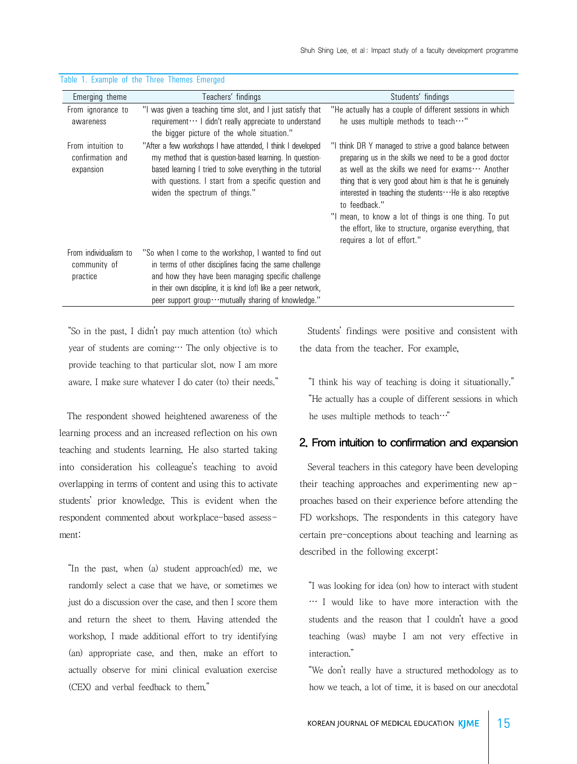Table 1. Example of the Three Themes Emerged

| Emerging theme | Teachers' findings | Students' findings |
|---|---|---|
| From ignorance to awareness | "I was given a teaching time slot, and I just satisfy that requirement… I didn't really appreciate to understand the bigger picture of the whole situation." | "He actually has a couple of different sessions in which he uses multiple methods to teach…" |
| From intuition to confirmation and expansion | "After a few workshops I have attended, I think I developed my method that is question-based learning. In question-based learning I tried to solve everything in the tutorial with questions. I start from a specific question and widen the spectrum of things." | "I think DR Y managed to strive a good balance between preparing us in the skills we need to be a good doctor as well as the skills we need for exams… Another thing that is very good about him is that he is genuinely interested in teaching the students…He is also receptive to feedback." "I mean, to know a lot of things is one thing. To put the effort, like to structure, organise everything, that requires a lot of effort." |
| From individualism to community of practice | "So when I come to the workshop, I wanted to find out in terms of other disciplines facing the same challenge and how they have been managing specific challenge in their own discipline, it is kind (of) like a peer network, peer support group…mutually sharing of knowledge." | |

"So in the past, I didn't pay much attention (to) which year of students are coming… The only objective is to provide teaching to that particular slot, now I am more aware. I make sure whatever I do cater (to) their needs."

The respondent showed heightened awareness of the learning process and an increased reflection on his own teaching and students learning. He also started taking into consideration his colleague's teaching to avoid overlapping in terms of content and using this to activate students' prior knowledge. This is evident when the respondent commented about workplace-based assessment:

"In the past, when (a) student approach(ed) me, we randomly select a case that we have, or sometimes we just do a discussion over the case, and then I score them and return the sheet to them. Having attended the workshop, I made additional effort to try identifying (an) appropriate case, and then, make an effort to actually observe for mini clinical evaluation exercise (CEX) and verbal feedback to them."

Students' findings were positive and consistent with the data from the teacher. For example,

"I think his way of teaching is doing it situationally."
"He actually has a couple of different sessions in which he uses multiple methods to teach…"

## 2. From intuition to confirmation and expansion

Several teachers in this category have been developing their teaching approaches and experimenting new approaches based on their experience before attending the FD workshops. The respondents in this category have certain pre-conceptions about teaching and learning as described in the following excerpt:

"I was looking for idea (on) how to interact with student … I would like to have more interaction with the students and the reason that I couldn't have a good teaching (was) maybe I am not very effective in interaction."
"We don't really have a structured methodology as to how we teach, a lot of time, it is based on our anecdotal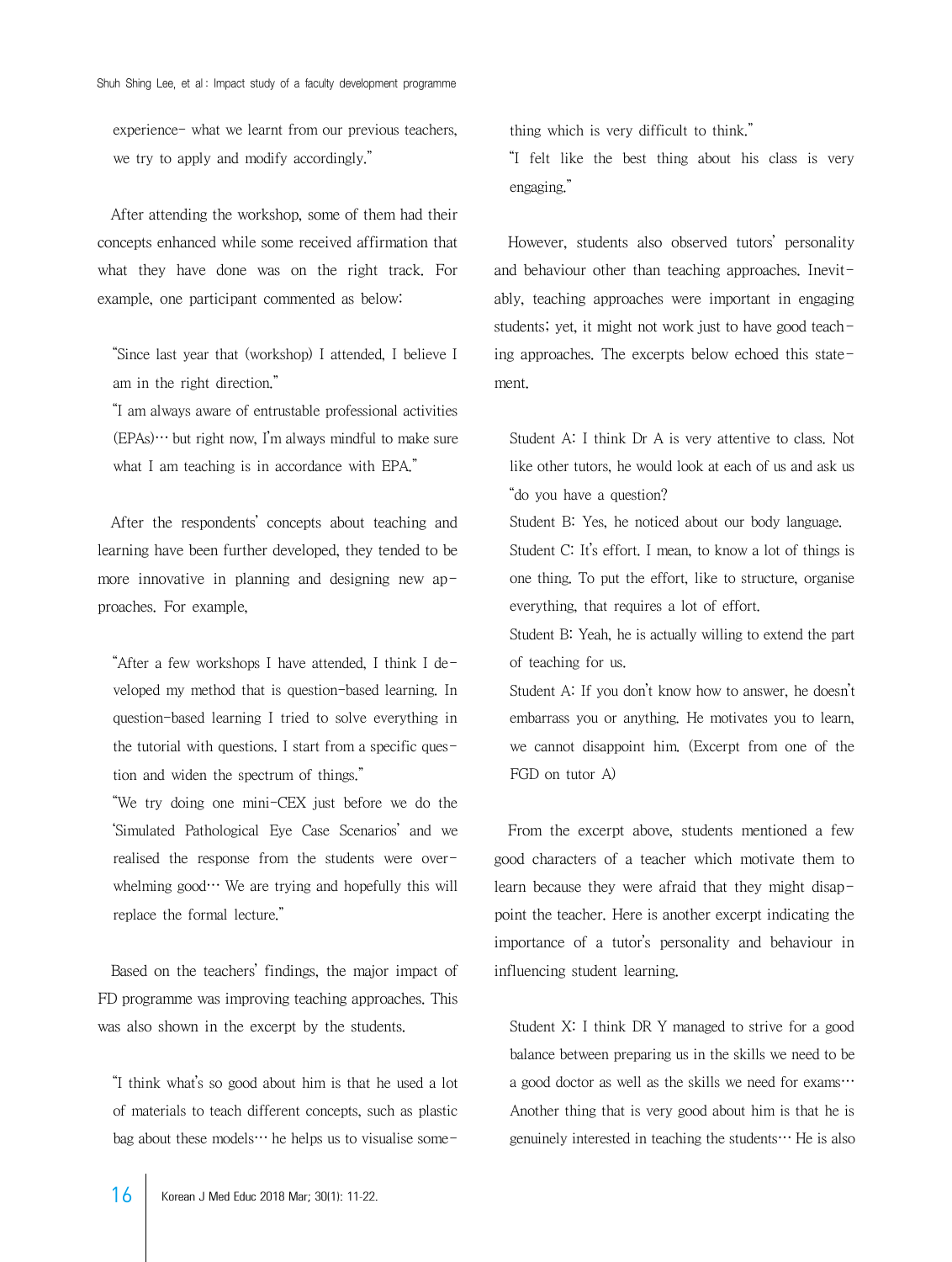experience- what we learnt from our previous teachers, we try to apply and modify accordingly."

After attending the workshop, some of them had their concepts enhanced while some received affirmation that what they have done was on the right track. For example, one participant commented as below:

> "Since last year that (workshop) I attended, I believe I am in the right direction."
>
> "I am always aware of entrustable professional activities (EPAs)… but right now, I'm always mindful to make sure what I am teaching is in accordance with EPA."

After the respondents' concepts about teaching and learning have been further developed, they tended to be more innovative in planning and designing new approaches. For example,

> "After a few workshops I have attended, I think I developed my method that is question-based learning. In question-based learning I tried to solve everything in the tutorial with questions. I start from a specific question and widen the spectrum of things."
>
> "We try doing one mini-CEX just before we do the 'Simulated Pathological Eye Case Scenarios' and we realised the response from the students were overwhelming good… We are trying and hopefully this will replace the formal lecture."

Based on the teachers' findings, the major impact of FD programme was improving teaching approaches. This was also shown in the excerpt by the students.

> "I think what's so good about him is that he used a lot of materials to teach different concepts, such as plastic bag about these models… he helps us to visualise something which is very difficult to think."
>
> "I felt like the best thing about his class is very engaging."

However, students also observed tutors' personality and behaviour other than teaching approaches. Inevitably, teaching approaches were important in engaging students; yet, it might not work just to have good teaching approaches. The excerpts below echoed this statement.

> Student A: I think Dr A is very attentive to class. Not like other tutors, he would look at each of us and ask us "do you have a question?
>
> Student B: Yes, he noticed about our body language.
>
> Student C: It's effort. I mean, to know a lot of things is one thing. To put the effort, like to structure, organise everything, that requires a lot of effort.
>
> Student B: Yeah, he is actually willing to extend the part of teaching for us.
>
> Student A: If you don't know how to answer, he doesn't embarrass you or anything. He motivates you to learn, we cannot disappoint him. (Excerpt from one of the FGD on tutor A)

From the excerpt above, students mentioned a few good characters of a teacher which motivate them to learn because they were afraid that they might disappoint the teacher. Here is another excerpt indicating the importance of a tutor's personality and behaviour in influencing student learning.

> Student X: I think DR Y managed to strive for a good balance between preparing us in the skills we need to be a good doctor as well as the skills we need for exams… Another thing that is very good about him is that he is genuinely interested in teaching the students… He is also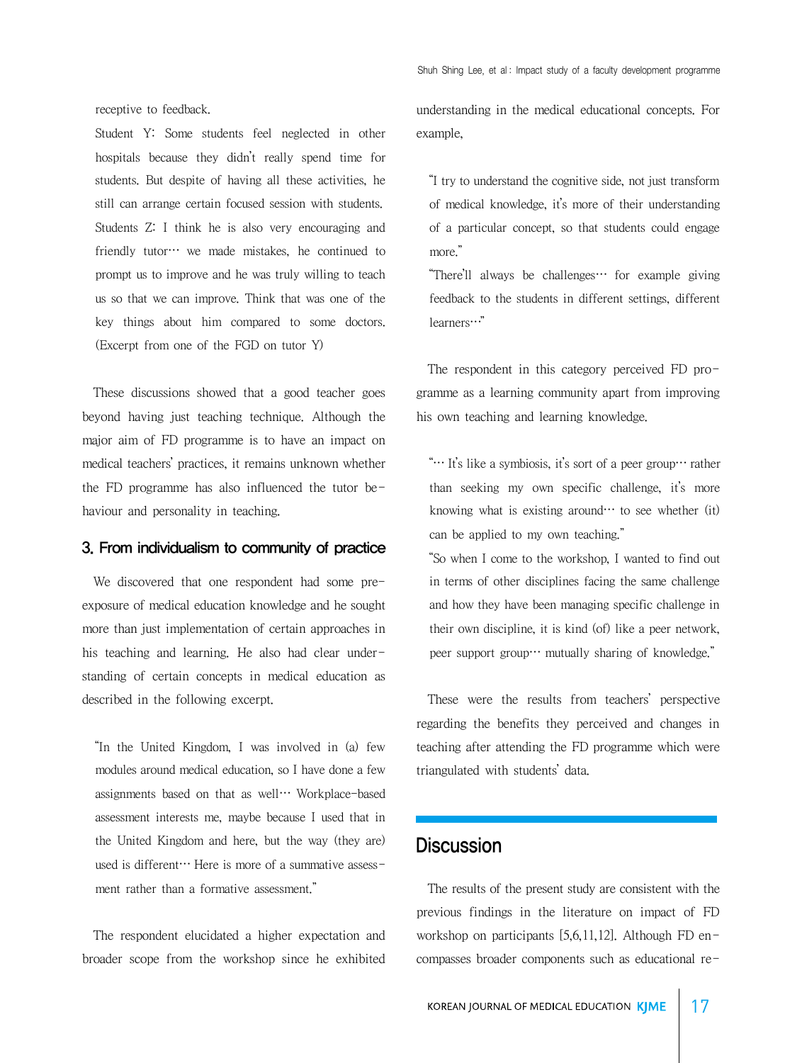receptive to feedback.

Student Y: Some students feel neglected in other hospitals because they didn't really spend time for students. But despite of having all these activities, he still can arrange certain focused session with students.

Students Z: I think he is also very encouraging and friendly tutor… we made mistakes, he continued to prompt us to improve and he was truly willing to teach us so that we can improve. Think that was one of the key things about him compared to some doctors. (Excerpt from one of the FGD on tutor Y)

These discussions showed that a good teacher goes beyond having just teaching technique. Although the major aim of FD programme is to have an impact on medical teachers' practices, it remains unknown whether the FD programme has also influenced the tutor behaviour and personality in teaching.

### 3. From individualism to community of practice

We discovered that one respondent had some pre-exposure of medical education knowledge and he sought more than just implementation of certain approaches in his teaching and learning. He also had clear understanding of certain concepts in medical education as described in the following excerpt.

> "In the United Kingdom, I was involved in (a) few modules around medical education, so I have done a few assignments based on that as well… Workplace-based assessment interests me, maybe because I used that in the United Kingdom and here, but the way (they are) used is different… Here is more of a summative assessment rather than a formative assessment."

The respondent elucidated a higher expectation and broader scope from the workshop since he exhibited understanding in the medical educational concepts. For example,

> "I try to understand the cognitive side, not just transform of medical knowledge, it's more of their understanding of a particular concept, so that students could engage more."
>
> "There'll always be challenges… for example giving feedback to the students in different settings, different learners…"

The respondent in this category perceived FD programme as a learning community apart from improving his own teaching and learning knowledge.

> "… It's like a symbiosis, it's sort of a peer group… rather than seeking my own specific challenge, it's more knowing what is existing around… to see whether (it) can be applied to my own teaching."
>
> "So when I come to the workshop, I wanted to find out in terms of other disciplines facing the same challenge and how they have been managing specific challenge in their own discipline, it is kind (of) like a peer network, peer support group… mutually sharing of knowledge."

These were the results from teachers' perspective regarding the benefits they perceived and changes in teaching after attending the FD programme which were triangulated with students' data.

## Discussion

The results of the present study are consistent with the previous findings in the literature on impact of FD workshop on participants [5,6,11,12]. Although FD encompasses broader components such as educational re-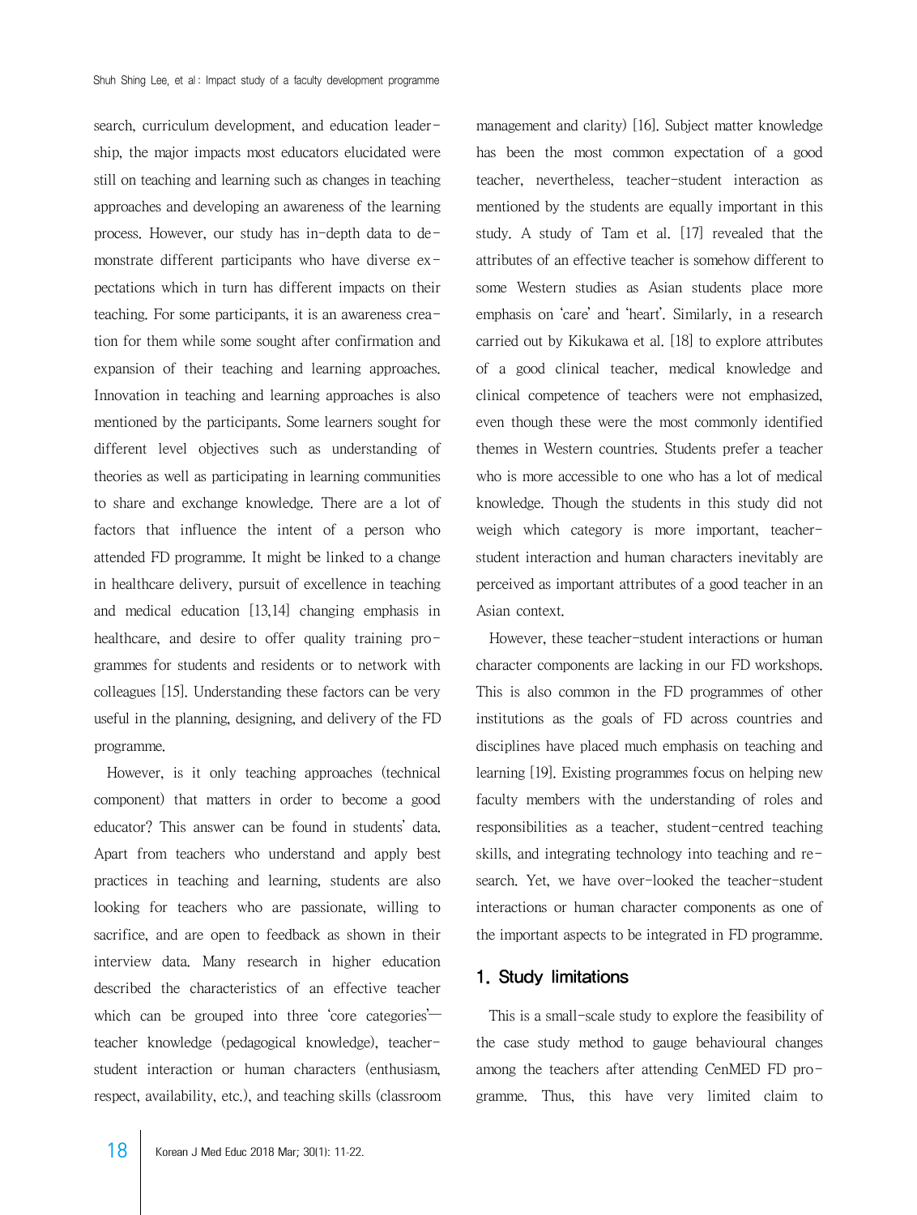search, curriculum development, and education leadership, the major impacts most educators elucidated were still on teaching and learning such as changes in teaching approaches and developing an awareness of the learning process. However, our study has in-depth data to demonstrate different participants who have diverse expectations which in turn has different impacts on their teaching. For some participants, it is an awareness creation for them while some sought after confirmation and expansion of their teaching and learning approaches. Innovation in teaching and learning approaches is also mentioned by the participants. Some learners sought for different level objectives such as understanding of theories as well as participating in learning communities to share and exchange knowledge. There are a lot of factors that influence the intent of a person who attended FD programme. It might be linked to a change in healthcare delivery, pursuit of excellence in teaching and medical education [13,14] changing emphasis in healthcare, and desire to offer quality training programmes for students and residents or to network with colleagues [15]. Understanding these factors can be very useful in the planning, designing, and delivery of the FD programme.

However, is it only teaching approaches (technical component) that matters in order to become a good educator? This answer can be found in students' data. Apart from teachers who understand and apply best practices in teaching and learning, students are also looking for teachers who are passionate, willing to sacrifice, and are open to feedback as shown in their interview data. Many research in higher education described the characteristics of an effective teacher which can be grouped into three 'core categories'—teacher knowledge (pedagogical knowledge), teacher-student interaction or human characters (enthusiasm, respect, availability, etc.), and teaching skills (classroom management and clarity) [16]. Subject matter knowledge has been the most common expectation of a good teacher, nevertheless, teacher-student interaction as mentioned by the students are equally important in this study. A study of Tam et al. [17] revealed that the attributes of an effective teacher is somehow different to some Western studies as Asian students place more emphasis on 'care' and 'heart'. Similarly, in a research carried out by Kikukawa et al. [18] to explore attributes of a good clinical teacher, medical knowledge and clinical competence of teachers were not emphasized, even though these were the most commonly identified themes in Western countries. Students prefer a teacher who is more accessible to one who has a lot of medical knowledge. Though the students in this study did not weigh which category is more important, teacher-student interaction and human characters inevitably are perceived as important attributes of a good teacher in an Asian context.

However, these teacher-student interactions or human character components are lacking in our FD workshops. This is also common in the FD programmes of other institutions as the goals of FD across countries and disciplines have placed much emphasis on teaching and learning [19]. Existing programmes focus on helping new faculty members with the understanding of roles and responsibilities as a teacher, student-centred teaching skills, and integrating technology into teaching and research. Yet, we have over-looked the teacher-student interactions or human character components as one of the important aspects to be integrated in FD programme.

## 1. Study limitations

This is a small-scale study to explore the feasibility of the case study method to gauge behavioural changes among the teachers after attending CenMED FD programme. Thus, this have very limited claim to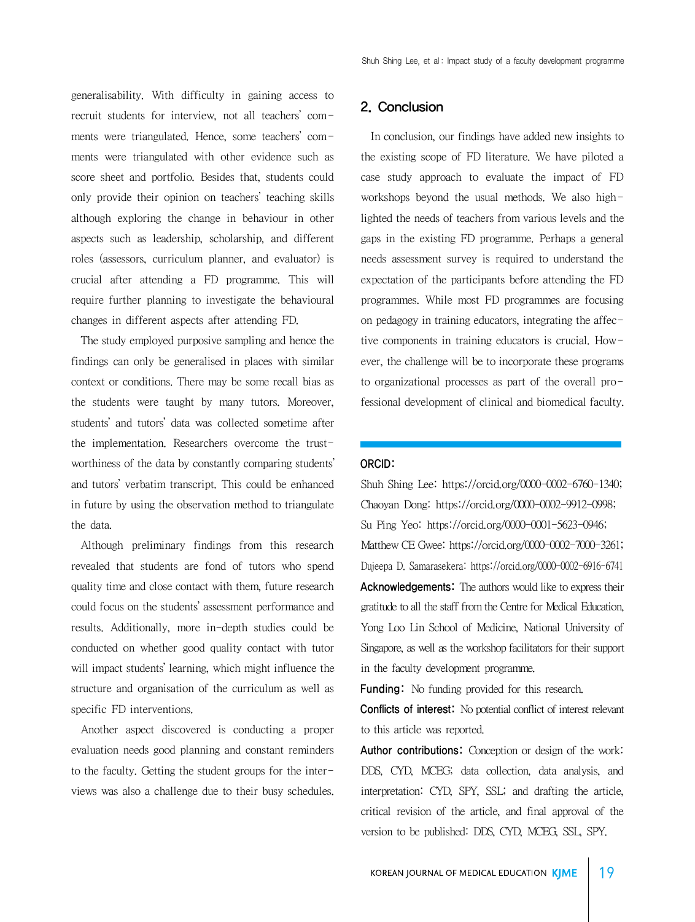generalisability. With difficulty in gaining access to recruit students for interview, not all teachers' comments were triangulated. Hence, some teachers' comments were triangulated with other evidence such as score sheet and portfolio. Besides that, students could only provide their opinion on teachers' teaching skills although exploring the change in behaviour in other aspects such as leadership, scholarship, and different roles (assessors, curriculum planner, and evaluator) is crucial after attending a FD programme. This will require further planning to investigate the behavioural changes in different aspects after attending FD.

The study employed purposive sampling and hence the findings can only be generalised in places with similar context or conditions. There may be some recall bias as the students were taught by many tutors. Moreover, students' and tutors' data was collected sometime after the implementation. Researchers overcome the trustworthiness of the data by constantly comparing students' and tutors' verbatim transcript. This could be enhanced in future by using the observation method to triangulate the data.

Although preliminary findings from this research revealed that students are fond of tutors who spend quality time and close contact with them, future research could focus on the students' assessment performance and results. Additionally, more in-depth studies could be conducted on whether good quality contact with tutor will impact students' learning, which might influence the structure and organisation of the curriculum as well as specific FD interventions.

Another aspect discovered is conducting a proper evaluation needs good planning and constant reminders to the faculty. Getting the student groups for the interviews was also a challenge due to their busy schedules.

## 2. Conclusion

In conclusion, our findings have added new insights to the existing scope of FD literature. We have piloted a case study approach to evaluate the impact of FD workshops beyond the usual methods. We also highlighted the needs of teachers from various levels and the gaps in the existing FD programme. Perhaps a general needs assessment survey is required to understand the expectation of the participants before attending the FD programmes. While most FD programmes are focusing on pedagogy in training educators, integrating the affective components in training educators is crucial. However, the challenge will be to incorporate these programs to organizational processes as part of the overall professional development of clinical and biomedical faculty.

**ORCID:**
Shuh Shing Lee: https://orcid.org/0000-0002-6760-1340;
Chaoyan Dong: https://orcid.org/0000-0002-9912-0998;
Su Ping Yeo: https://orcid.org/0000-0001-5623-0946;
Matthew CE Gwee: https://orcid.org/0000-0002-7000-3261;
Dujeepa D. Samarasekera: https://orcid.org/0000-0002-6916-6741

**Acknowledgements:** The authors would like to express their gratitude to all the staff from the Centre for Medical Education, Yong Loo Lin School of Medicine, National University of Singapore, as well as the workshop facilitators for their support in the faculty development programme.

**Funding:** No funding provided for this research.

**Conflicts of interest:** No potential conflict of interest relevant to this article was reported.

**Author contributions:** Conception or design of the work: DDS, CYD, MCEG; data collection, data analysis, and interpretation: CYD, SPY, SSL; and drafting the article, critical revision of the article, and final approval of the version to be published: DDS, CYD, MCEG, SSL, SPY.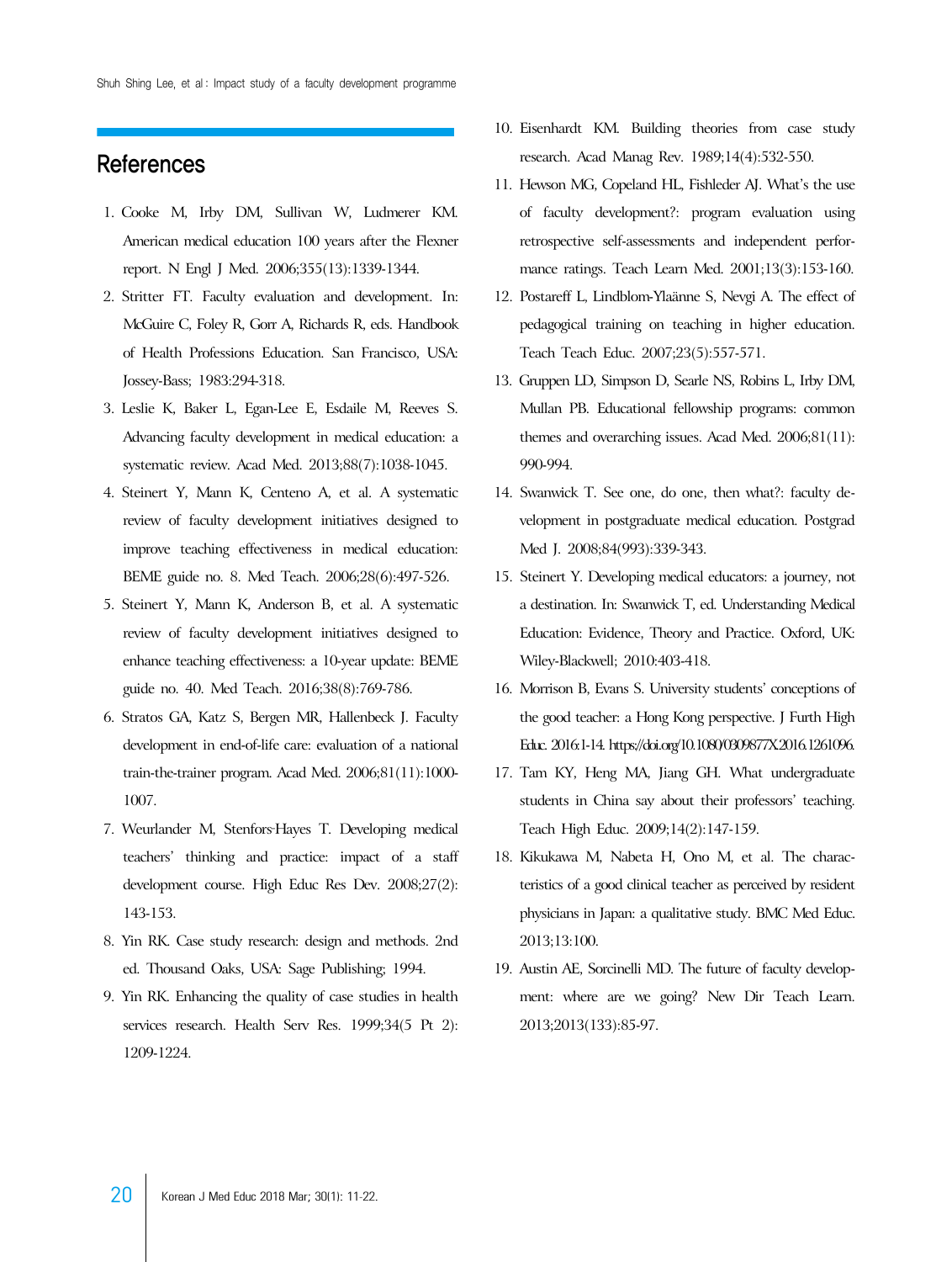## References

1. Cooke M, Irby DM, Sullivan W, Ludmerer KM. American medical education 100 years after the Flexner report. N Engl J Med. 2006;355(13):1339-1344.
2. Stritter FT. Faculty evaluation and development. In: McGuire C, Foley R, Gorr A, Richards R, eds. Handbook of Health Professions Education. San Francisco, USA: Jossey-Bass; 1983:294-318.
3. Leslie K, Baker L, Egan-Lee E, Esdaile M, Reeves S. Advancing faculty development in medical education: a systematic review. Acad Med. 2013;88(7):1038-1045.
4. Steinert Y, Mann K, Centeno A, et al. A systematic review of faculty development initiatives designed to improve teaching effectiveness in medical education: BEME guide no. 8. Med Teach. 2006;28(6):497-526.
5. Steinert Y, Mann K, Anderson B, et al. A systematic review of faculty development initiatives designed to enhance teaching effectiveness: a 10-year update: BEME guide no. 40. Med Teach. 2016;38(8):769-786.
6. Stratos GA, Katz S, Bergen MR, Hallenbeck J. Faculty development in end-of-life care: evaluation of a national train-the-trainer program. Acad Med. 2006;81(11):1000-1007.
7. Weurlander M, Stenfors-Hayes T. Developing medical teachers' thinking and practice: impact of a staff development course. High Educ Res Dev. 2008;27(2):143-153.
8. Yin RK. Case study research: design and methods. 2nd ed. Thousand Oaks, USA: Sage Publishing; 1994.
9. Yin RK. Enhancing the quality of case studies in health services research. Health Serv Res. 1999;34(5 Pt 2):1209-1224.
10. Eisenhardt KM. Building theories from case study research. Acad Manag Rev. 1989;14(4):532-550.
11. Hewson MG, Copeland HL, Fishleder AJ. What's the use of faculty development?: program evaluation using retrospective self-assessments and independent performance ratings. Teach Learn Med. 2001;13(3):153-160.
12. Postareff L, Lindblom-Ylaänne S, Nevgi A. The effect of pedagogical training on teaching in higher education. Teach Teach Educ. 2007;23(5):557-571.
13. Gruppen LD, Simpson D, Searle NS, Robins L, Irby DM, Mullan PB. Educational fellowship programs: common themes and overarching issues. Acad Med. 2006;81(11):990-994.
14. Swanwick T. See one, do one, then what?: faculty development in postgraduate medical education. Postgrad Med J. 2008;84(993):339-343.
15. Steinert Y. Developing medical educators: a journey, not a destination. In: Swanwick T, ed. Understanding Medical Education: Evidence, Theory and Practice. Oxford, UK: Wiley-Blackwell; 2010:403-418.
16. Morrison B, Evans S. University students' conceptions of the good teacher: a Hong Kong perspective. J Furth High Educ. 2016:1-14. https://doi.org/10.1080/0309877X.2016.1261096.
17. Tam KY, Heng MA, Jiang GH. What undergraduate students in China say about their professors' teaching. Teach High Educ. 2009;14(2):147-159.
18. Kikukawa M, Nabeta H, Ono M, et al. The characteristics of a good clinical teacher as perceived by resident physicians in Japan: a qualitative study. BMC Med Educ. 2013;13:100.
19. Austin AE, Sorcinelli MD. The future of faculty development: where are we going? New Dir Teach Learn. 2013;2013(133):85-97.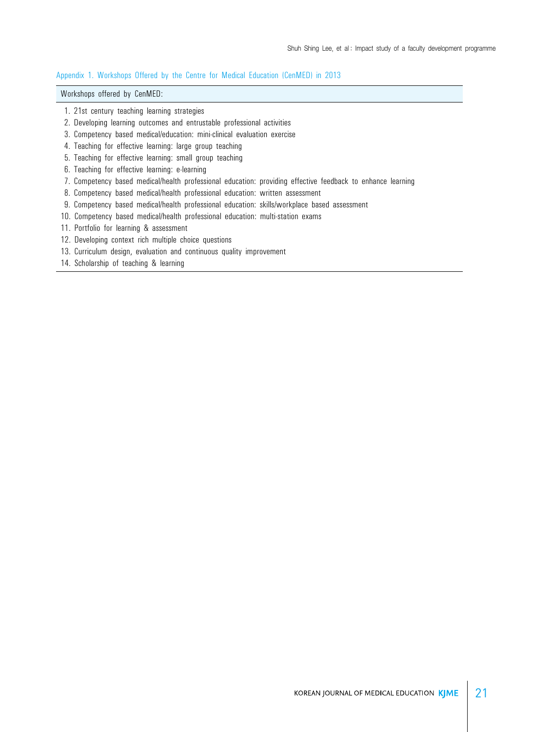Appendix 1. Workshops Offered by the Centre for Medical Education (CenMED) in 2013

| Workshops offered by CenMED: |
|---|
| 1. 21st century teaching learning strategies |
| 2. Developing learning outcomes and entrustable professional activities |
| 3. Competency based medical/education: mini-clinical evaluation exercise |
| 4. Teaching for effective learning: large group teaching |
| 5. Teaching for effective learning: small group teaching |
| 6. Teaching for effective learning: e-learning |
| 7. Competency based medical/health professional education: providing effective feedback to enhance learning |
| 8. Competency based medical/health professional education: written assessment |
| 9. Competency based medical/health professional education: skills/workplace based assessment |
| 10. Competency based medical/health professional education: multi-station exams |
| 11. Portfolio for learning & assessment |
| 12. Developing context rich multiple choice questions |
| 13. Curriculum design, evaluation and continuous quality improvement |
| 14. Scholarship of teaching & learning |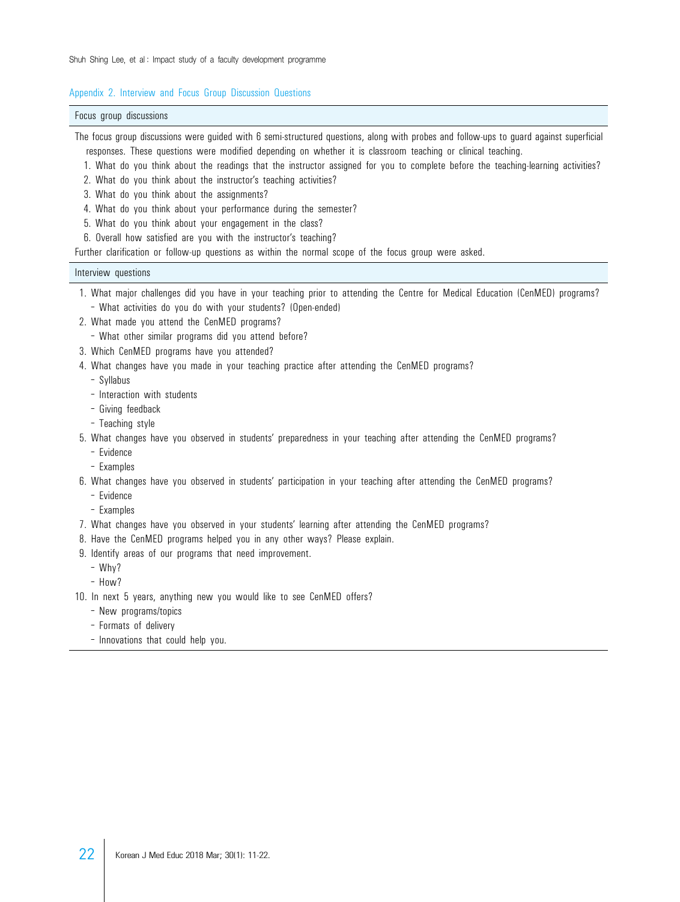Appendix 2. Interview and Focus Group Discussion Questions

**Focus group discussions**

The focus group discussions were guided with 6 semi-structured questions, along with probes and follow-ups to guard against superficial responses. These questions were modified depending on whether it is classroom teaching or clinical teaching.

1. What do you think about the readings that the instructor assigned for you to complete before the teaching-learning activities?
2. What do you think about the instructor's teaching activities?
3. What do you think about the assignments?
4. What do you think about your performance during the semester?
5. What do you think about your engagement in the class?
6. Overall how satisfied are you with the instructor's teaching?

Further clarification or follow-up questions as within the normal scope of the focus group were asked.

**Interview questions**

1. What major challenges did you have in your teaching prior to attending the Centre for Medical Education (CenMED) programs?
   - What activities do you do with your students? (Open-ended)
2. What made you attend the CenMED programs?
   - What other similar programs did you attend before?
3. Which CenMED programs have you attended?
4. What changes have you made in your teaching practice after attending the CenMED programs?
   - Syllabus
   - Interaction with students
   - Giving feedback
   - Teaching style
5. What changes have you observed in students' preparedness in your teaching after attending the CenMED programs?
   - Evidence
   - Examples
6. What changes have you observed in students' participation in your teaching after attending the CenMED programs?
   - Evidence
   - Examples
7. What changes have you observed in your students' learning after attending the CenMED programs?
8. Have the CenMED programs helped you in any other ways? Please explain.
9. Identify areas of our programs that need improvement.
   - Why?
   - How?
10. In next 5 years, anything new you would like to see CenMED offers?
    - New programs/topics
    - Formats of delivery
    - Innovations that could help you.